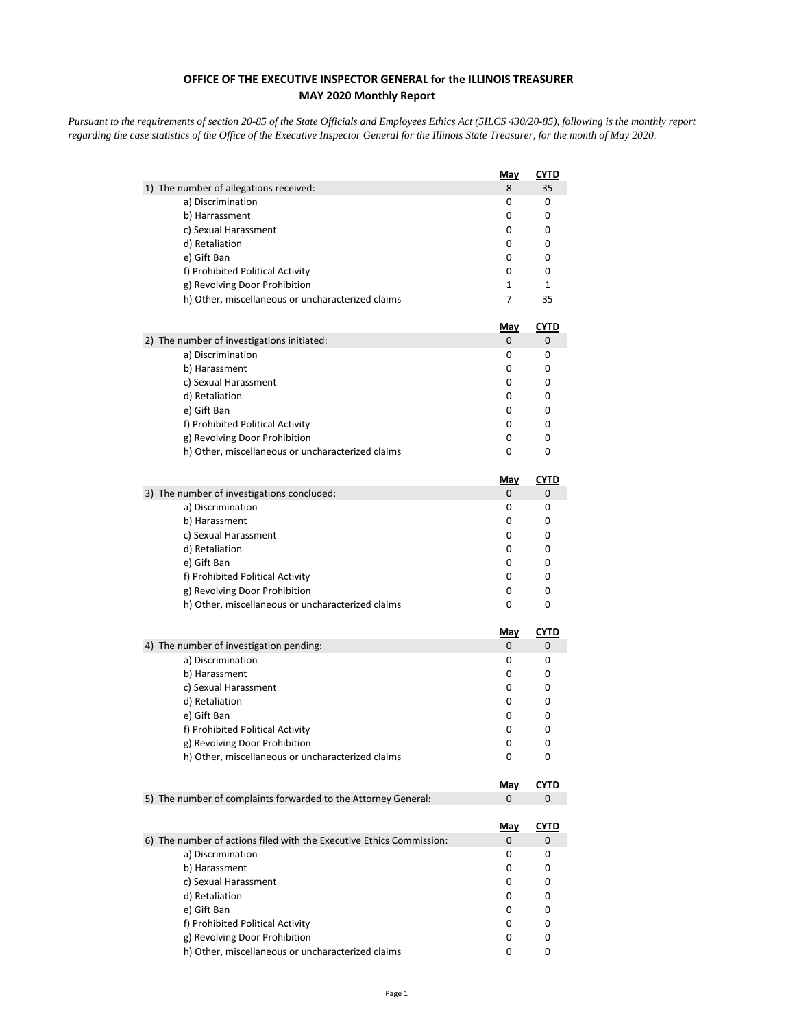**OFFICE OF THE EXECUTIVE INSPECTOR GENERAL for the ILLINOIS TREASURER**
**MAY 2020 Monthly Report**

*Pursuant to the requirements of section 20-85 of the State Officials and Employees Ethics Act (5ILCS 430/20-85), following is the monthly report regarding the case statistics of the Office of the Executive Inspector General for the Illinois State Treasurer, for the month of May 2020.*

| | May | CYTD |
|---|---|---|
| 1) The number of allegations received: | 8 | 35 |
| a) Discrimination | 0 | 0 |
| b) Harrassment | 0 | 0 |
| c) Sexual Harassment | 0 | 0 |
| d) Retaliation | 0 | 0 |
| e) Gift Ban | 0 | 0 |
| f) Prohibited Political Activity | 0 | 0 |
| g) Revolving Door Prohibition | 1 | 1 |
| h) Other, miscellaneous or uncharacterized claims | 7 | 35 |

| | May | CYTD |
|---|---|---|
| 2) The number of investigations initiated: | 0 | 0 |
| a) Discrimination | 0 | 0 |
| b) Harassment | 0 | 0 |
| c) Sexual Harassment | 0 | 0 |
| d) Retaliation | 0 | 0 |
| e) Gift Ban | 0 | 0 |
| f) Prohibited Political Activity | 0 | 0 |
| g) Revolving Door Prohibition | 0 | 0 |
| h) Other, miscellaneous or uncharacterized claims | 0 | 0 |

| | May | CYTD |
|---|---|---|
| 3) The number of investigations concluded: | 0 | 0 |
| a) Discrimination | 0 | 0 |
| b) Harassment | 0 | 0 |
| c) Sexual Harassment | 0 | 0 |
| d) Retaliation | 0 | 0 |
| e) Gift Ban | 0 | 0 |
| f) Prohibited Political Activity | 0 | 0 |
| g) Revolving Door Prohibition | 0 | 0 |
| h) Other, miscellaneous or uncharacterized claims | 0 | 0 |

| | May | CYTD |
|---|---|---|
| 4) The number of investigation pending: | 0 | 0 |
| a) Discrimination | 0 | 0 |
| b) Harassment | 0 | 0 |
| c) Sexual Harassment | 0 | 0 |
| d) Retaliation | 0 | 0 |
| e) Gift Ban | 0 | 0 |
| f) Prohibited Political Activity | 0 | 0 |
| g) Revolving Door Prohibition | 0 | 0 |
| h) Other, miscellaneous or uncharacterized claims | 0 | 0 |

| | May | CYTD |
|---|---|---|
| 5) The number of complaints forwarded to the Attorney General: | 0 | 0 |

| | May | CYTD |
|---|---|---|
| 6) The number of actions filed with the Executive Ethics Commission: | 0 | 0 |
| a) Discrimination | 0 | 0 |
| b) Harassment | 0 | 0 |
| c) Sexual Harassment | 0 | 0 |
| d) Retaliation | 0 | 0 |
| e) Gift Ban | 0 | 0 |
| f) Prohibited Political Activity | 0 | 0 |
| g) Revolving Door Prohibition | 0 | 0 |
| h) Other, miscellaneous or uncharacterized claims | 0 | 0 |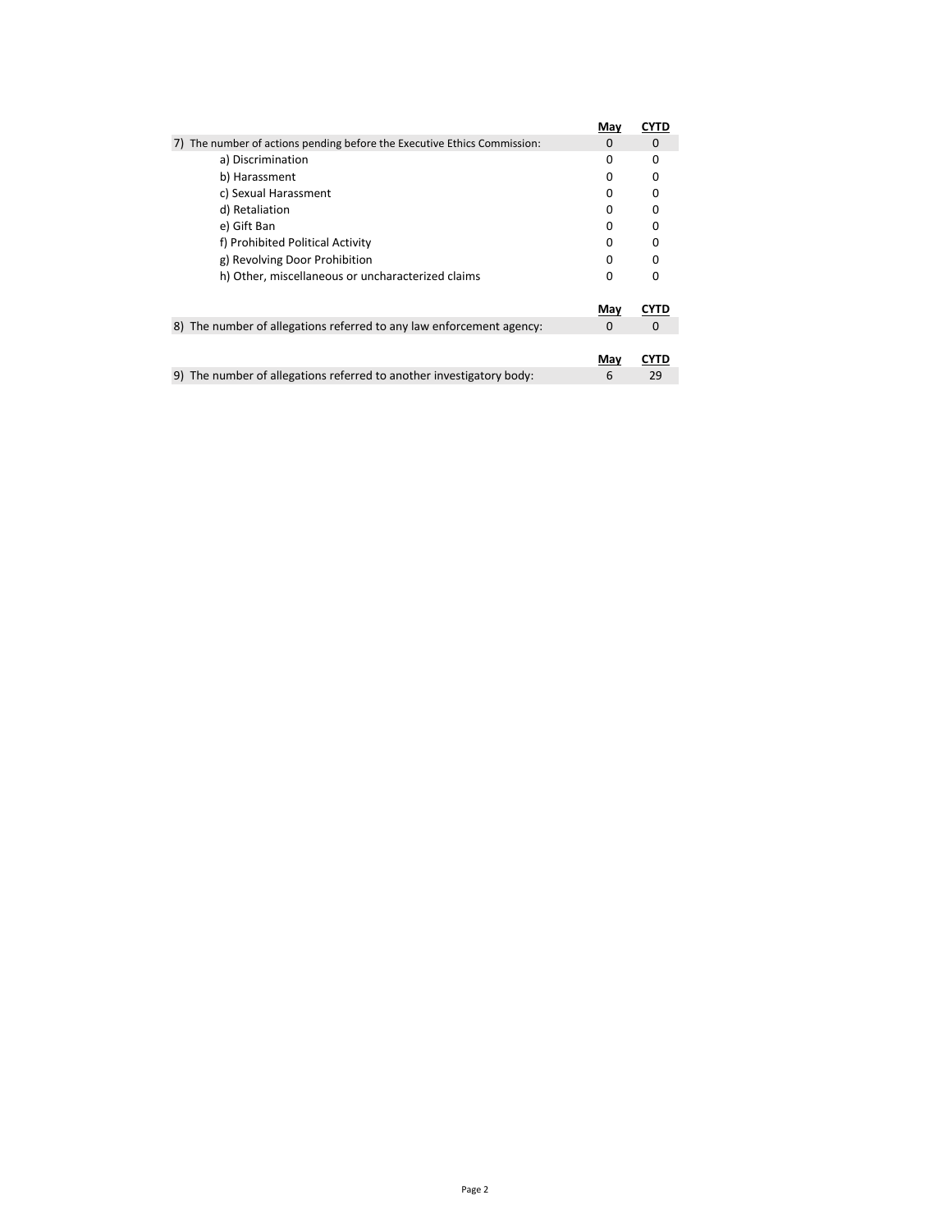| | May | CYTD |
|---|---|---|
| 7) The number of actions pending before the Executive Ethics Commission: | 0 | 0 |
| a) Discrimination | 0 | 0 |
| b) Harassment | 0 | 0 |
| c) Sexual Harassment | 0 | 0 |
| d) Retaliation | 0 | 0 |
| e) Gift Ban | 0 | 0 |
| f) Prohibited Political Activity | 0 | 0 |
| g) Revolving Door Prohibition | 0 | 0 |
| h) Other, miscellaneous or uncharacterized claims | 0 | 0 |

| | May | CYTD |
|---|---|---|
| 8) The number of allegations referred to any law enforcement agency: | 0 | 0 |

| | May | CYTD |
|---|---|---|
| 9) The number of allegations referred to another investigatory body: | 6 | 29 |